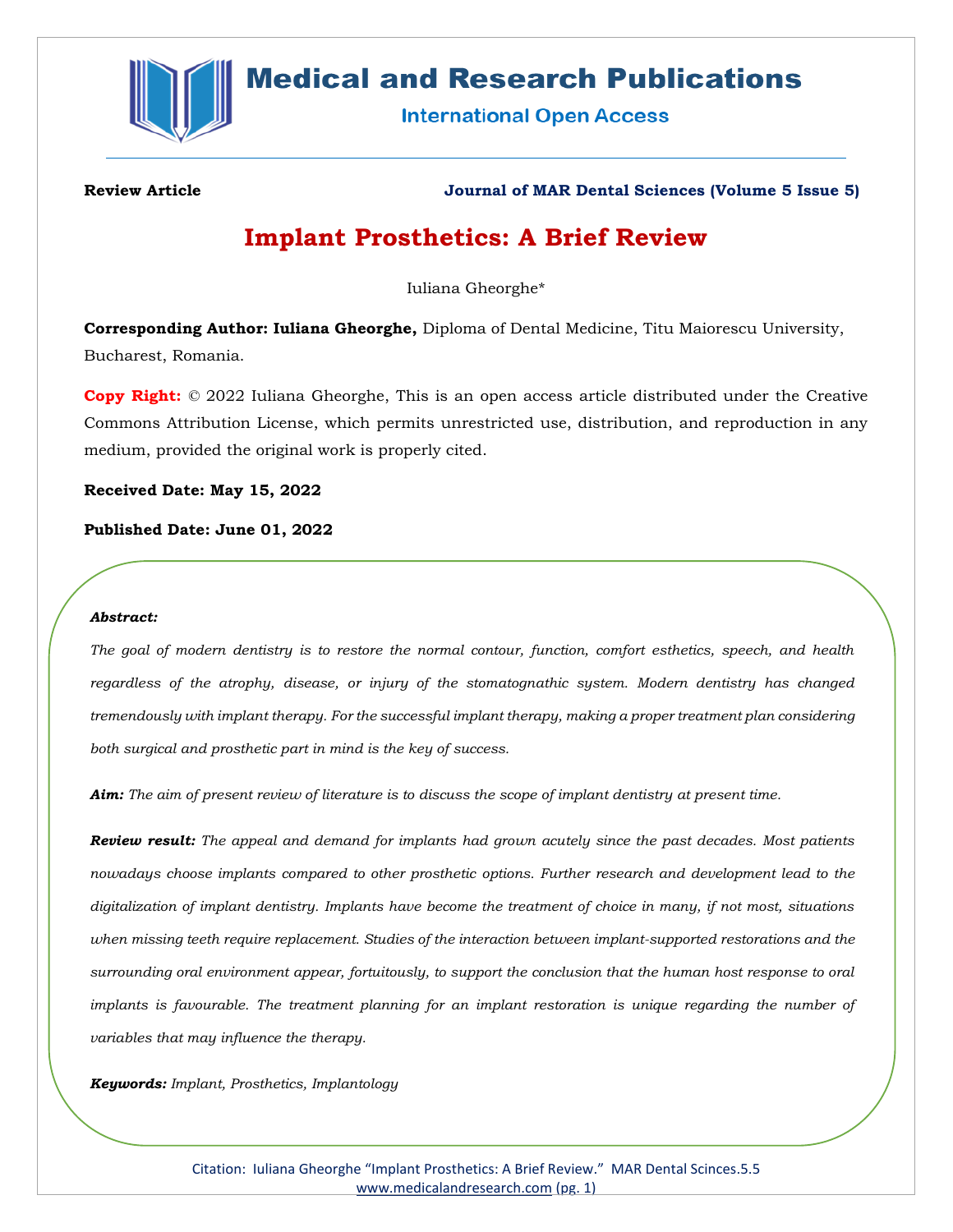**Review Article** **Journal of MAR Dental Sciences (Volume 5 Issue 5)**

# Implant Prosthetics: A Brief Review

Iuliana Gheorghe*

**Corresponding Author: Iuliana Gheorghe,** Diploma of Dental Medicine, Titu Maiorescu University, Bucharest, Romania.

**Copy Right:** © 2022 Iuliana Gheorghe, This is an open access article distributed under the Creative Commons Attribution License, which permits unrestricted use, distribution, and reproduction in any medium, provided the original work is properly cited.

**Received Date: May 15, 2022**

**Published Date: June 01, 2022**

***Abstract:***

*The goal of modern dentistry is to restore the normal contour, function, comfort esthetics, speech, and health regardless of the atrophy, disease, or injury of the stomatognathic system. Modern dentistry has changed tremendously with implant therapy. For the successful implant therapy, making a proper treatment plan considering both surgical and prosthetic part in mind is the key of success.*

***Aim:*** *The aim of present review of literature is to discuss the scope of implant dentistry at present time.*

***Review result:*** *The appeal and demand for implants had grown acutely since the past decades. Most patients nowadays choose implants compared to other prosthetic options. Further research and development lead to the digitalization of implant dentistry. Implants have become the treatment of choice in many, if not most, situations when missing teeth require replacement. Studies of the interaction between implant-supported restorations and the surrounding oral environment appear, fortuitously, to support the conclusion that the human host response to oral implants is favourable. The treatment planning for an implant restoration is unique regarding the number of variables that may influence the therapy.*

***Keywords:*** *Implant, Prosthetics, Implantology*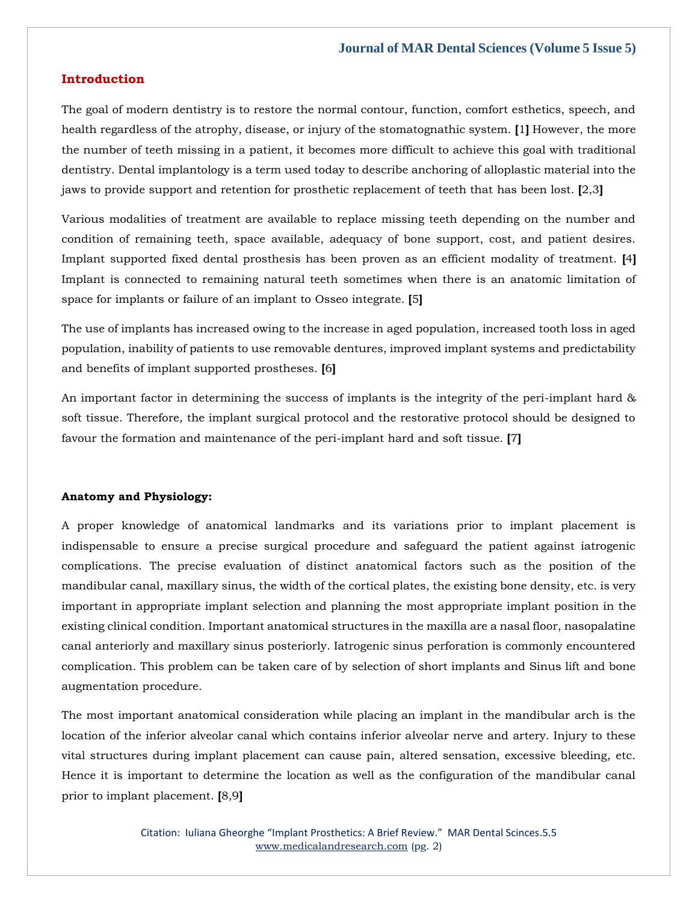## Introduction

The goal of modern dentistry is to restore the normal contour, function, comfort esthetics, speech, and health regardless of the atrophy, disease, or injury of the stomatognathic system. [1] However, the more the number of teeth missing in a patient, it becomes more difficult to achieve this goal with traditional dentistry. Dental implantology is a term used today to describe anchoring of alloplastic material into the jaws to provide support and retention for prosthetic replacement of teeth that has been lost. [2,3]

Various modalities of treatment are available to replace missing teeth depending on the number and condition of remaining teeth, space available, adequacy of bone support, cost, and patient desires. Implant supported fixed dental prosthesis has been proven as an efficient modality of treatment. [4] Implant is connected to remaining natural teeth sometimes when there is an anatomic limitation of space for implants or failure of an implant to Osseo integrate. [5]

The use of implants has increased owing to the increase in aged population, increased tooth loss in aged population, inability of patients to use removable dentures, improved implant systems and predictability and benefits of implant supported prostheses. [6]

An important factor in determining the success of implants is the integrity of the peri-implant hard & soft tissue. Therefore, the implant surgical protocol and the restorative protocol should be designed to favour the formation and maintenance of the peri-implant hard and soft tissue. [7]

**Anatomy and Physiology:**

A proper knowledge of anatomical landmarks and its variations prior to implant placement is indispensable to ensure a precise surgical procedure and safeguard the patient against iatrogenic complications. The precise evaluation of distinct anatomical factors such as the position of the mandibular canal, maxillary sinus, the width of the cortical plates, the existing bone density, etc. is very important in appropriate implant selection and planning the most appropriate implant position in the existing clinical condition. Important anatomical structures in the maxilla are a nasal floor, nasopalatine canal anteriorly and maxillary sinus posteriorly. Iatrogenic sinus perforation is commonly encountered complication. This problem can be taken care of by selection of short implants and Sinus lift and bone augmentation procedure.

The most important anatomical consideration while placing an implant in the mandibular arch is the location of the inferior alveolar canal which contains inferior alveolar nerve and artery. Injury to these vital structures during implant placement can cause pain, altered sensation, excessive bleeding, etc. Hence it is important to determine the location as well as the configuration of the mandibular canal prior to implant placement. [8,9]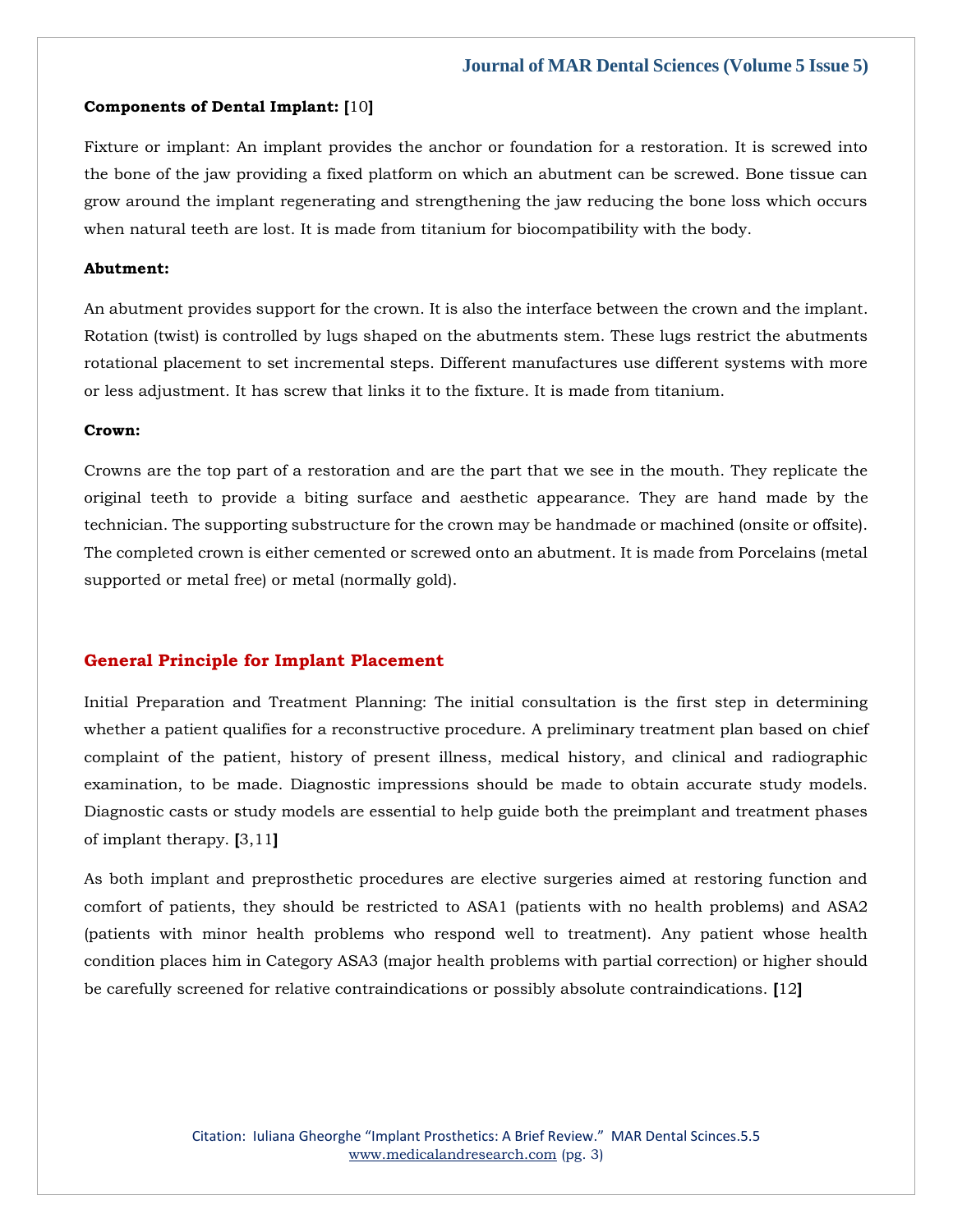**Components of Dental Implant: [10]**

Fixture or implant: An implant provides the anchor or foundation for a restoration. It is screwed into the bone of the jaw providing a fixed platform on which an abutment can be screwed. Bone tissue can grow around the implant regenerating and strengthening the jaw reducing the bone loss which occurs when natural teeth are lost. It is made from titanium for biocompatibility with the body.

**Abutment:**

An abutment provides support for the crown. It is also the interface between the crown and the implant. Rotation (twist) is controlled by lugs shaped on the abutments stem. These lugs restrict the abutments rotational placement to set incremental steps. Different manufactures use different systems with more or less adjustment. It has screw that links it to the fixture. It is made from titanium.

**Crown:**

Crowns are the top part of a restoration and are the part that we see in the mouth. They replicate the original teeth to provide a biting surface and aesthetic appearance. They are hand made by the technician. The supporting substructure for the crown may be handmade or machined (onsite or offsite). The completed crown is either cemented or screwed onto an abutment. It is made from Porcelains (metal supported or metal free) or metal (normally gold).

## General Principle for Implant Placement

Initial Preparation and Treatment Planning: The initial consultation is the first step in determining whether a patient qualifies for a reconstructive procedure. A preliminary treatment plan based on chief complaint of the patient, history of present illness, medical history, and clinical and radiographic examination, to be made. Diagnostic impressions should be made to obtain accurate study models. Diagnostic casts or study models are essential to help guide both the preimplant and treatment phases of implant therapy. [3,11]

As both implant and preprosthetic procedures are elective surgeries aimed at restoring function and comfort of patients, they should be restricted to ASA1 (patients with no health problems) and ASA2 (patients with minor health problems who respond well to treatment). Any patient whose health condition places him in Category ASA3 (major health problems with partial correction) or higher should be carefully screened for relative contraindications or possibly absolute contraindications. [12]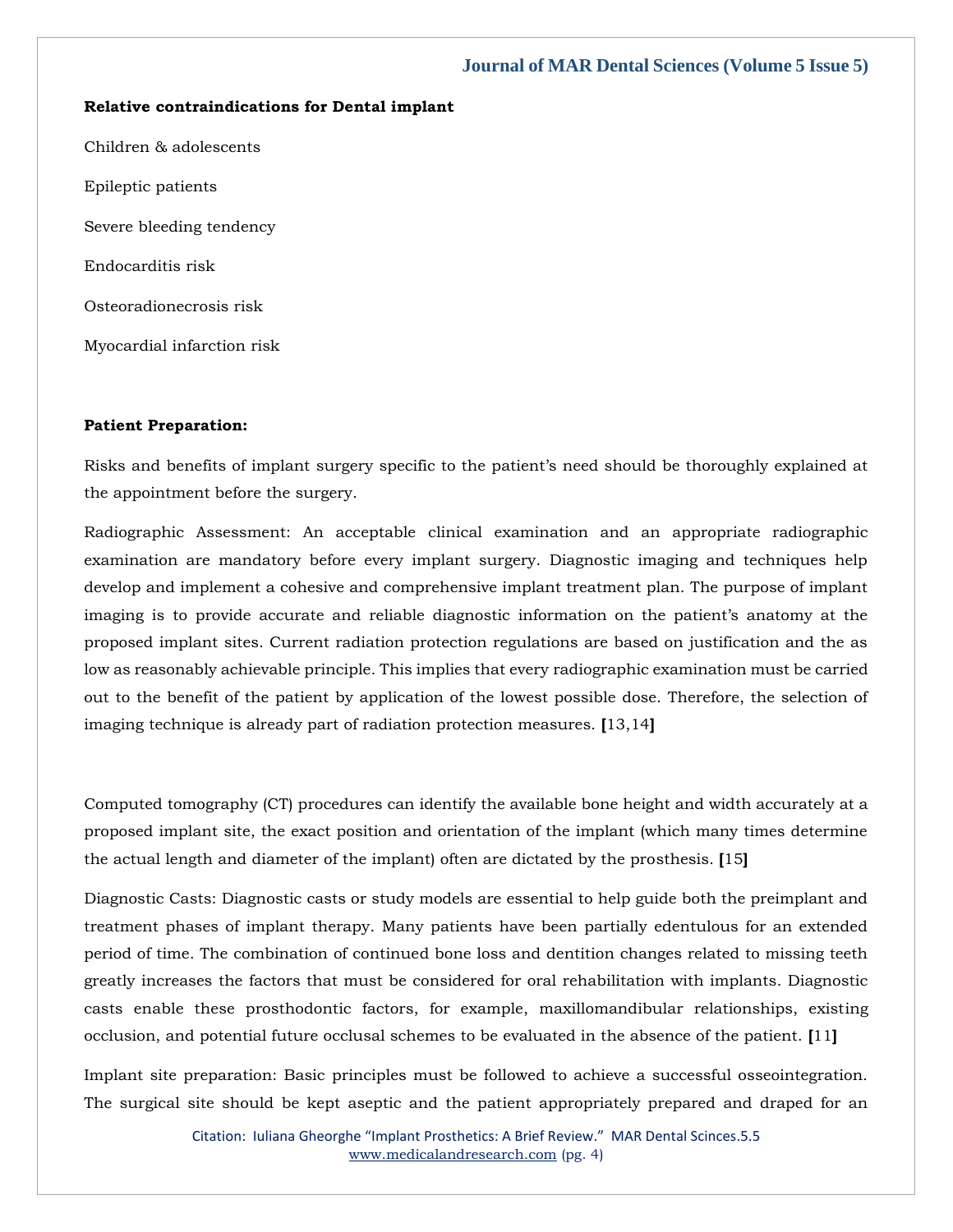**Relative contraindications for Dental implant**

Children & adolescents

Epileptic patients

Severe bleeding tendency

Endocarditis risk

Osteoradionecrosis risk

Myocardial infarction risk

**Patient Preparation:**

Risks and benefits of implant surgery specific to the patient's need should be thoroughly explained at the appointment before the surgery.

Radiographic Assessment: An acceptable clinical examination and an appropriate radiographic examination are mandatory before every implant surgery. Diagnostic imaging and techniques help develop and implement a cohesive and comprehensive implant treatment plan. The purpose of implant imaging is to provide accurate and reliable diagnostic information on the patient's anatomy at the proposed implant sites. Current radiation protection regulations are based on justification and the as low as reasonably achievable principle. This implies that every radiographic examination must be carried out to the benefit of the patient by application of the lowest possible dose. Therefore, the selection of imaging technique is already part of radiation protection measures. [13,14]

Computed tomography (CT) procedures can identify the available bone height and width accurately at a proposed implant site, the exact position and orientation of the implant (which many times determine the actual length and diameter of the implant) often are dictated by the prosthesis. [15]

Diagnostic Casts: Diagnostic casts or study models are essential to help guide both the preimplant and treatment phases of implant therapy. Many patients have been partially edentulous for an extended period of time. The combination of continued bone loss and dentition changes related to missing teeth greatly increases the factors that must be considered for oral rehabilitation with implants. Diagnostic casts enable these prosthodontic factors, for example, maxillomandibular relationships, existing occlusion, and potential future occlusal schemes to be evaluated in the absence of the patient. [11]

Implant site preparation: Basic principles must be followed to achieve a successful osseointegration. The surgical site should be kept aseptic and the patient appropriately prepared and draped for an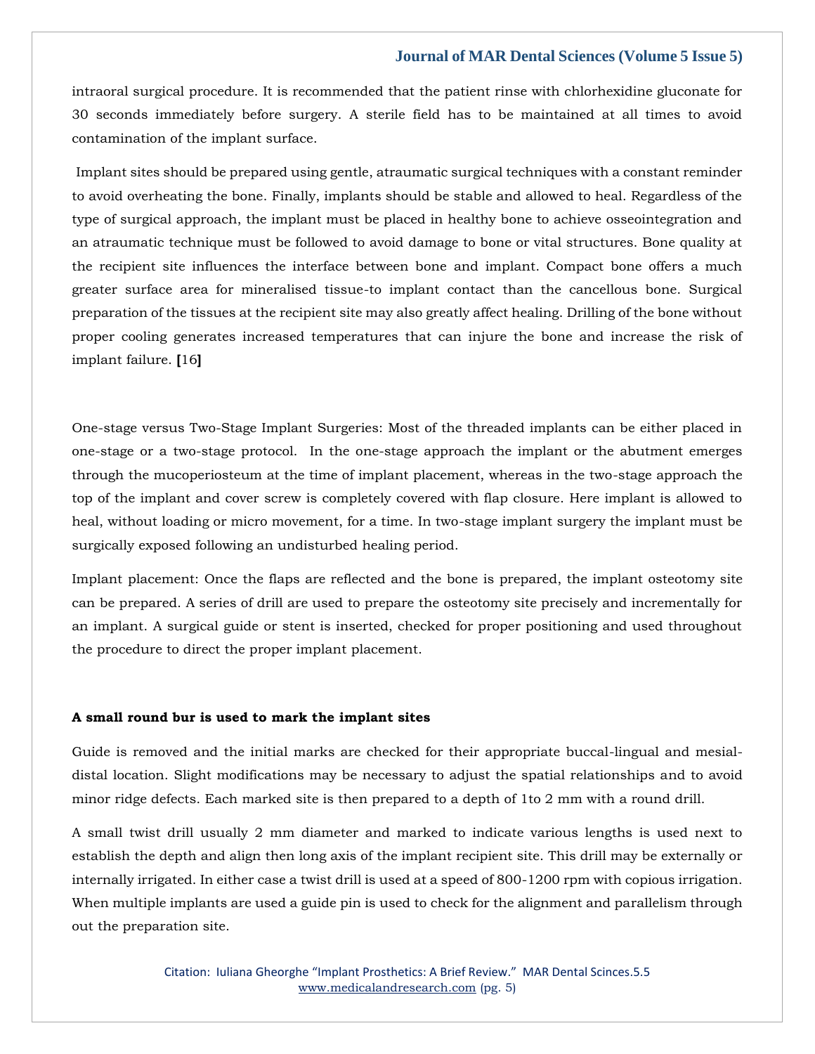intraoral surgical procedure. It is recommended that the patient rinse with chlorhexidine gluconate for 30 seconds immediately before surgery. A sterile field has to be maintained at all times to avoid contamination of the implant surface.

Implant sites should be prepared using gentle, atraumatic surgical techniques with a constant reminder to avoid overheating the bone. Finally, implants should be stable and allowed to heal. Regardless of the type of surgical approach, the implant must be placed in healthy bone to achieve osseointegration and an atraumatic technique must be followed to avoid damage to bone or vital structures. Bone quality at the recipient site influences the interface between bone and implant. Compact bone offers a much greater surface area for mineralised tissue-to implant contact than the cancellous bone. Surgical preparation of the tissues at the recipient site may also greatly affect healing. Drilling of the bone without proper cooling generates increased temperatures that can injure the bone and increase the risk of implant failure. [16]

One-stage versus Two-Stage Implant Surgeries: Most of the threaded implants can be either placed in one-stage or a two-stage protocol. In the one-stage approach the implant or the abutment emerges through the mucoperiosteum at the time of implant placement, whereas in the two-stage approach the top of the implant and cover screw is completely covered with flap closure. Here implant is allowed to heal, without loading or micro movement, for a time. In two-stage implant surgery the implant must be surgically exposed following an undisturbed healing period.

Implant placement: Once the flaps are reflected and the bone is prepared, the implant osteotomy site can be prepared. A series of drill are used to prepare the osteotomy site precisely and incrementally for an implant. A surgical guide or stent is inserted, checked for proper positioning and used throughout the procedure to direct the proper implant placement.

**A small round bur is used to mark the implant sites**

Guide is removed and the initial marks are checked for their appropriate buccal-lingual and mesial-distal location. Slight modifications may be necessary to adjust the spatial relationships and to avoid minor ridge defects. Each marked site is then prepared to a depth of 1to 2 mm with a round drill.

A small twist drill usually 2 mm diameter and marked to indicate various lengths is used next to establish the depth and align then long axis of the implant recipient site. This drill may be externally or internally irrigated. In either case a twist drill is used at a speed of 800-1200 rpm with copious irrigation. When multiple implants are used a guide pin is used to check for the alignment and parallelism through out the preparation site.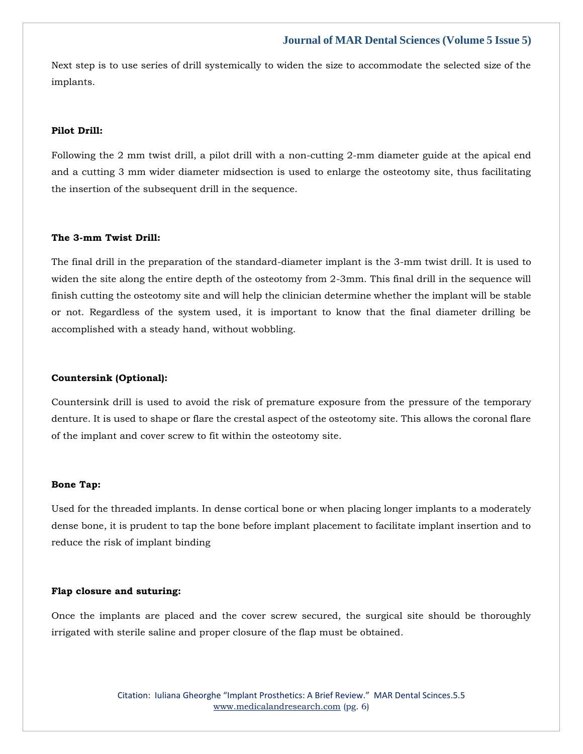Next step is to use series of drill systemically to widen the size to accommodate the selected size of the implants.

**Pilot Drill:**

Following the 2 mm twist drill, a pilot drill with a non-cutting 2-mm diameter guide at the apical end and a cutting 3 mm wider diameter midsection is used to enlarge the osteotomy site, thus facilitating the insertion of the subsequent drill in the sequence.

**The 3-mm Twist Drill:**

The final drill in the preparation of the standard-diameter implant is the 3-mm twist drill. It is used to widen the site along the entire depth of the osteotomy from 2-3mm. This final drill in the sequence will finish cutting the osteotomy site and will help the clinician determine whether the implant will be stable or not. Regardless of the system used, it is important to know that the final diameter drilling be accomplished with a steady hand, without wobbling.

**Countersink (Optional):**

Countersink drill is used to avoid the risk of premature exposure from the pressure of the temporary denture. It is used to shape or flare the crestal aspect of the osteotomy site. This allows the coronal flare of the implant and cover screw to fit within the osteotomy site.

**Bone Tap:**

Used for the threaded implants. In dense cortical bone or when placing longer implants to a moderately dense bone, it is prudent to tap the bone before implant placement to facilitate implant insertion and to reduce the risk of implant binding

**Flap closure and suturing:**

Once the implants are placed and the cover screw secured, the surgical site should be thoroughly irrigated with sterile saline and proper closure of the flap must be obtained.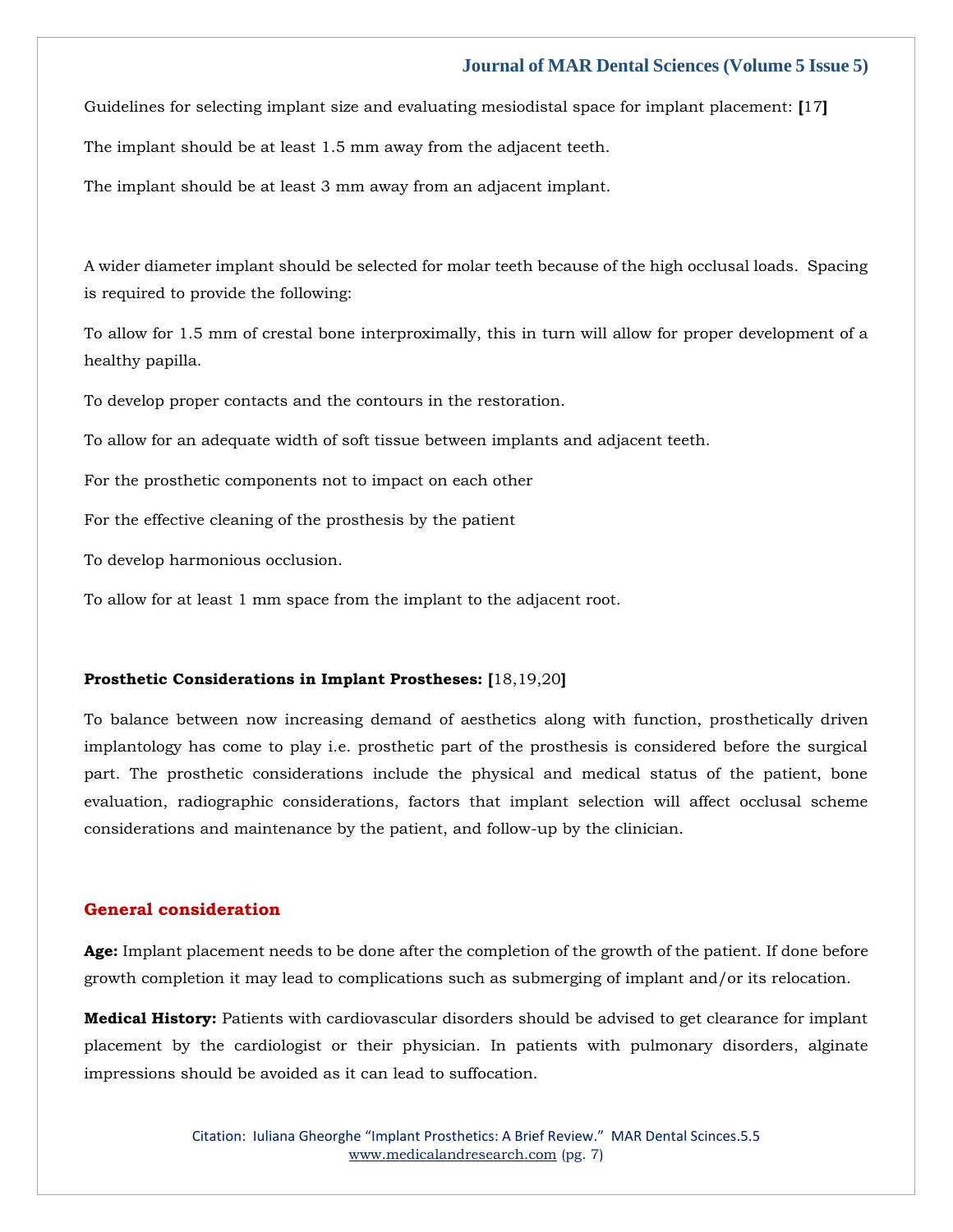Guidelines for selecting implant size and evaluating mesiodistal space for implant placement: [17]

The implant should be at least 1.5 mm away from the adjacent teeth.

The implant should be at least 3 mm away from an adjacent implant.

A wider diameter implant should be selected for molar teeth because of the high occlusal loads. Spacing is required to provide the following:

To allow for 1.5 mm of crestal bone interproximally, this in turn will allow for proper development of a healthy papilla.

To develop proper contacts and the contours in the restoration.

To allow for an adequate width of soft tissue between implants and adjacent teeth.

For the prosthetic components not to impact on each other

For the effective cleaning of the prosthesis by the patient

To develop harmonious occlusion.

To allow for at least 1 mm space from the implant to the adjacent root.

**Prosthetic Considerations in Implant Prostheses:** [18,19,20]

To balance between now increasing demand of aesthetics along with function, prosthetically driven implantology has come to play i.e. prosthetic part of the prosthesis is considered before the surgical part. The prosthetic considerations include the physical and medical status of the patient, bone evaluation, radiographic considerations, factors that implant selection will affect occlusal scheme considerations and maintenance by the patient, and follow-up by the clinician.

## General consideration

**Age:** Implant placement needs to be done after the completion of the growth of the patient. If done before growth completion it may lead to complications such as submerging of implant and/or its relocation.

**Medical History:** Patients with cardiovascular disorders should be advised to get clearance for implant placement by the cardiologist or their physician. In patients with pulmonary disorders, alginate impressions should be avoided as it can lead to suffocation.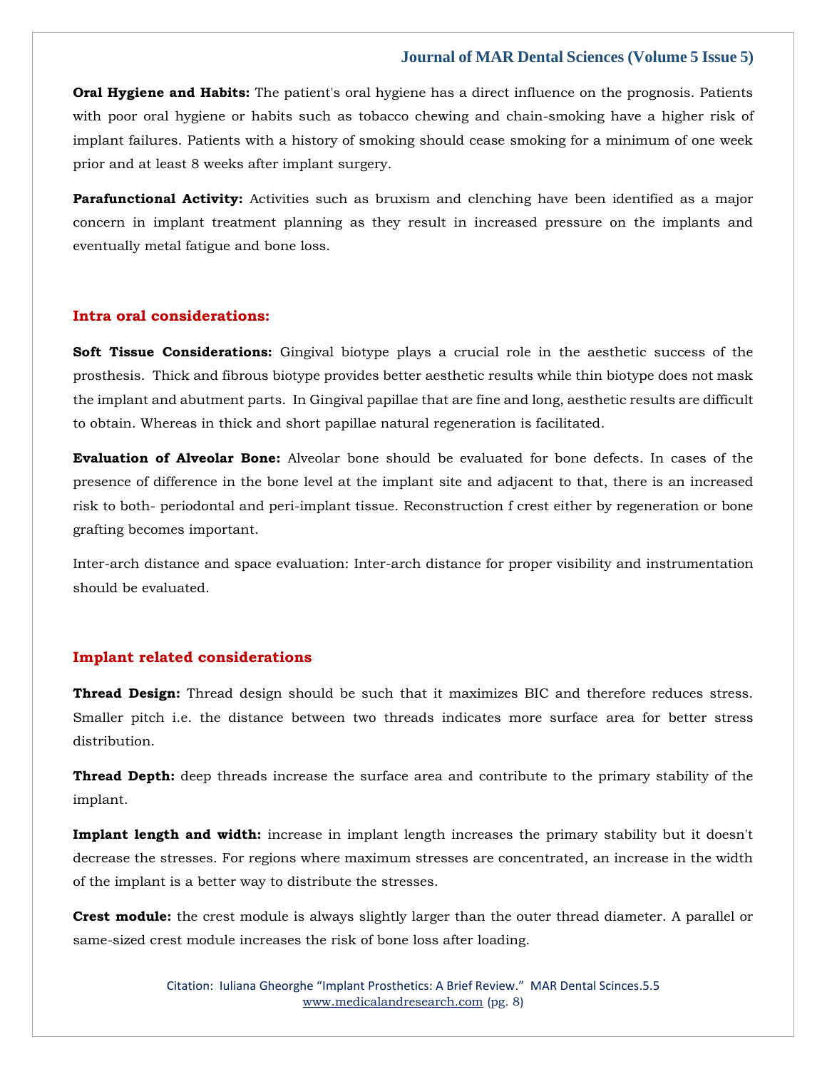**Oral Hygiene and Habits:** The patient's oral hygiene has a direct influence on the prognosis. Patients with poor oral hygiene or habits such as tobacco chewing and chain-smoking have a higher risk of implant failures. Patients with a history of smoking should cease smoking for a minimum of one week prior and at least 8 weeks after implant surgery.

**Parafunctional Activity:** Activities such as bruxism and clenching have been identified as a major concern in implant treatment planning as they result in increased pressure on the implants and eventually metal fatigue and bone loss.

## Intra oral considerations:

**Soft Tissue Considerations:** Gingival biotype plays a crucial role in the aesthetic success of the prosthesis. Thick and fibrous biotype provides better aesthetic results while thin biotype does not mask the implant and abutment parts. In Gingival papillae that are fine and long, aesthetic results are difficult to obtain. Whereas in thick and short papillae natural regeneration is facilitated.

**Evaluation of Alveolar Bone:** Alveolar bone should be evaluated for bone defects. In cases of the presence of difference in the bone level at the implant site and adjacent to that, there is an increased risk to both- periodontal and peri-implant tissue. Reconstruction f crest either by regeneration or bone grafting becomes important.

Inter-arch distance and space evaluation: Inter-arch distance for proper visibility and instrumentation should be evaluated.

## Implant related considerations

**Thread Design:** Thread design should be such that it maximizes BIC and therefore reduces stress. Smaller pitch i.e. the distance between two threads indicates more surface area for better stress distribution.

**Thread Depth:** deep threads increase the surface area and contribute to the primary stability of the implant.

**Implant length and width:** increase in implant length increases the primary stability but it doesn't decrease the stresses. For regions where maximum stresses are concentrated, an increase in the width of the implant is a better way to distribute the stresses.

**Crest module:** the crest module is always slightly larger than the outer thread diameter. A parallel or same-sized crest module increases the risk of bone loss after loading.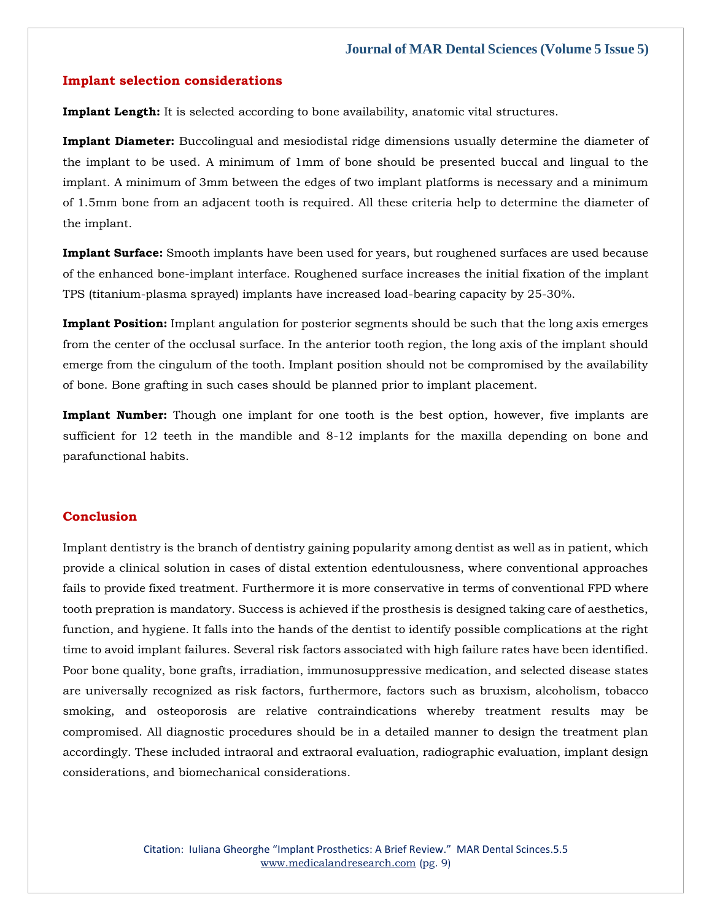## Implant selection considerations

**Implant Length:** It is selected according to bone availability, anatomic vital structures.

**Implant Diameter:** Buccolingual and mesiodistal ridge dimensions usually determine the diameter of the implant to be used. A minimum of 1mm of bone should be presented buccal and lingual to the implant. A minimum of 3mm between the edges of two implant platforms is necessary and a minimum of 1.5mm bone from an adjacent tooth is required. All these criteria help to determine the diameter of the implant.

**Implant Surface:** Smooth implants have been used for years, but roughened surfaces are used because of the enhanced bone-implant interface. Roughened surface increases the initial fixation of the implant TPS (titanium-plasma sprayed) implants have increased load-bearing capacity by 25-30%.

**Implant Position:** Implant angulation for posterior segments should be such that the long axis emerges from the center of the occlusal surface. In the anterior tooth region, the long axis of the implant should emerge from the cingulum of the tooth. Implant position should not be compromised by the availability of bone. Bone grafting in such cases should be planned prior to implant placement.

**Implant Number:** Though one implant for one tooth is the best option, however, five implants are sufficient for 12 teeth in the mandible and 8-12 implants for the maxilla depending on bone and parafunctional habits.

## Conclusion

Implant dentistry is the branch of dentistry gaining popularity among dentist as well as in patient, which provide a clinical solution in cases of distal extention edentulousness, where conventional approaches fails to provide fixed treatment. Furthermore it is more conservative in terms of conventional FPD where tooth prepration is mandatory. Success is achieved if the prosthesis is designed taking care of aesthetics, function, and hygiene. It falls into the hands of the dentist to identify possible complications at the right time to avoid implant failures. Several risk factors associated with high failure rates have been identified. Poor bone quality, bone grafts, irradiation, immunosuppressive medication, and selected disease states are universally recognized as risk factors, furthermore, factors such as bruxism, alcoholism, tobacco smoking, and osteoporosis are relative contraindications whereby treatment results may be compromised. All diagnostic procedures should be in a detailed manner to design the treatment plan accordingly. These included intraoral and extraoral evaluation, radiographic evaluation, implant design considerations, and biomechanical considerations.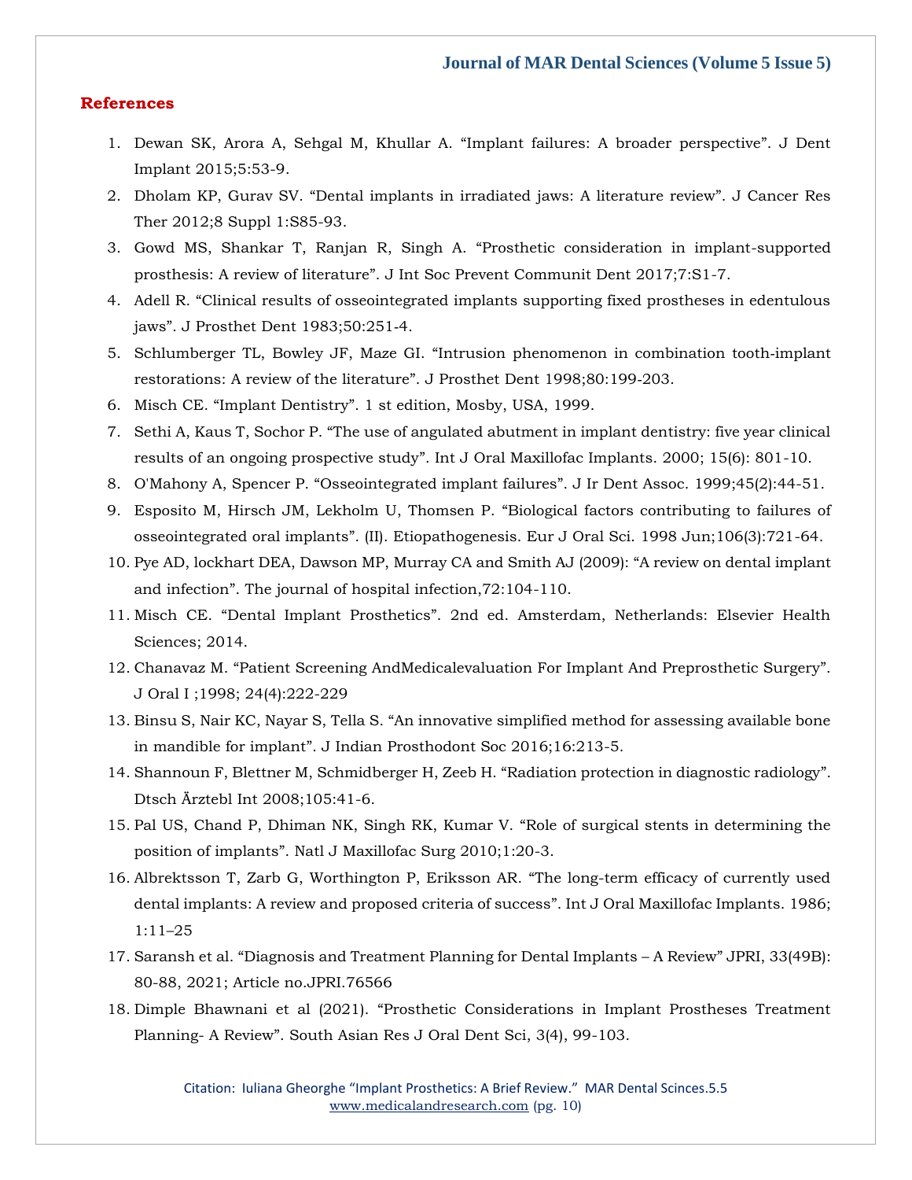## References

1. Dewan SK, Arora A, Sehgal M, Khullar A. "Implant failures: A broader perspective". J Dent Implant 2015;5:53-9.
2. Dholam KP, Gurav SV. "Dental implants in irradiated jaws: A literature review". J Cancer Res Ther 2012;8 Suppl 1:S85-93.
3. Gowd MS, Shankar T, Ranjan R, Singh A. "Prosthetic consideration in implant-supported prosthesis: A review of literature". J Int Soc Prevent Communit Dent 2017;7:S1-7.
4. Adell R. "Clinical results of osseointegrated implants supporting fixed prostheses in edentulous jaws". J Prosthet Dent 1983;50:251-4.
5. Schlumberger TL, Bowley JF, Maze GI. "Intrusion phenomenon in combination tooth-implant restorations: A review of the literature". J Prosthet Dent 1998;80:199-203.
6. Misch CE. "Implant Dentistry". 1 st edition, Mosby, USA, 1999.
7. Sethi A, Kaus T, Sochor P. "The use of angulated abutment in implant dentistry: five year clinical results of an ongoing prospective study". Int J Oral Maxillofac Implants. 2000; 15(6): 801-10.
8. O'Mahony A, Spencer P. "Osseointegrated implant failures". J Ir Dent Assoc. 1999;45(2):44-51.
9. Esposito M, Hirsch JM, Lekholm U, Thomsen P. "Biological factors contributing to failures of osseointegrated oral implants". (II). Etiopathogenesis. Eur J Oral Sci. 1998 Jun;106(3):721-64.
10. Pye AD, lockhart DEA, Dawson MP, Murray CA and Smith AJ (2009): "A review on dental implant and infection". The journal of hospital infection,72:104-110.
11. Misch CE. "Dental Implant Prosthetics". 2nd ed. Amsterdam, Netherlands: Elsevier Health Sciences; 2014.
12. Chanavaz M. "Patient Screening AndMedicalevaluation For Implant And Preprosthetic Surgery". J Oral I ;1998; 24(4):222-229
13. Binsu S, Nair KC, Nayar S, Tella S. "An innovative simplified method for assessing available bone in mandible for implant". J Indian Prosthodont Soc 2016;16:213-5.
14. Shannoun F, Blettner M, Schmidberger H, Zeeb H. "Radiation protection in diagnostic radiology". Dtsch Ärztebl Int 2008;105:41-6.
15. Pal US, Chand P, Dhiman NK, Singh RK, Kumar V. "Role of surgical stents in determining the position of implants". Natl J Maxillofac Surg 2010;1:20-3.
16. Albrektsson T, Zarb G, Worthington P, Eriksson AR. "The long-term efficacy of currently used dental implants: A review and proposed criteria of success". Int J Oral Maxillofac Implants. 1986; 1:11–25
17. Saransh et al. "Diagnosis and Treatment Planning for Dental Implants – A Review" JPRI, 33(49B): 80-88, 2021; Article no.JPRI.76566
18. Dimple Bhawnani et al (2021). "Prosthetic Considerations in Implant Prostheses Treatment Planning- A Review". South Asian Res J Oral Dent Sci, 3(4), 99-103.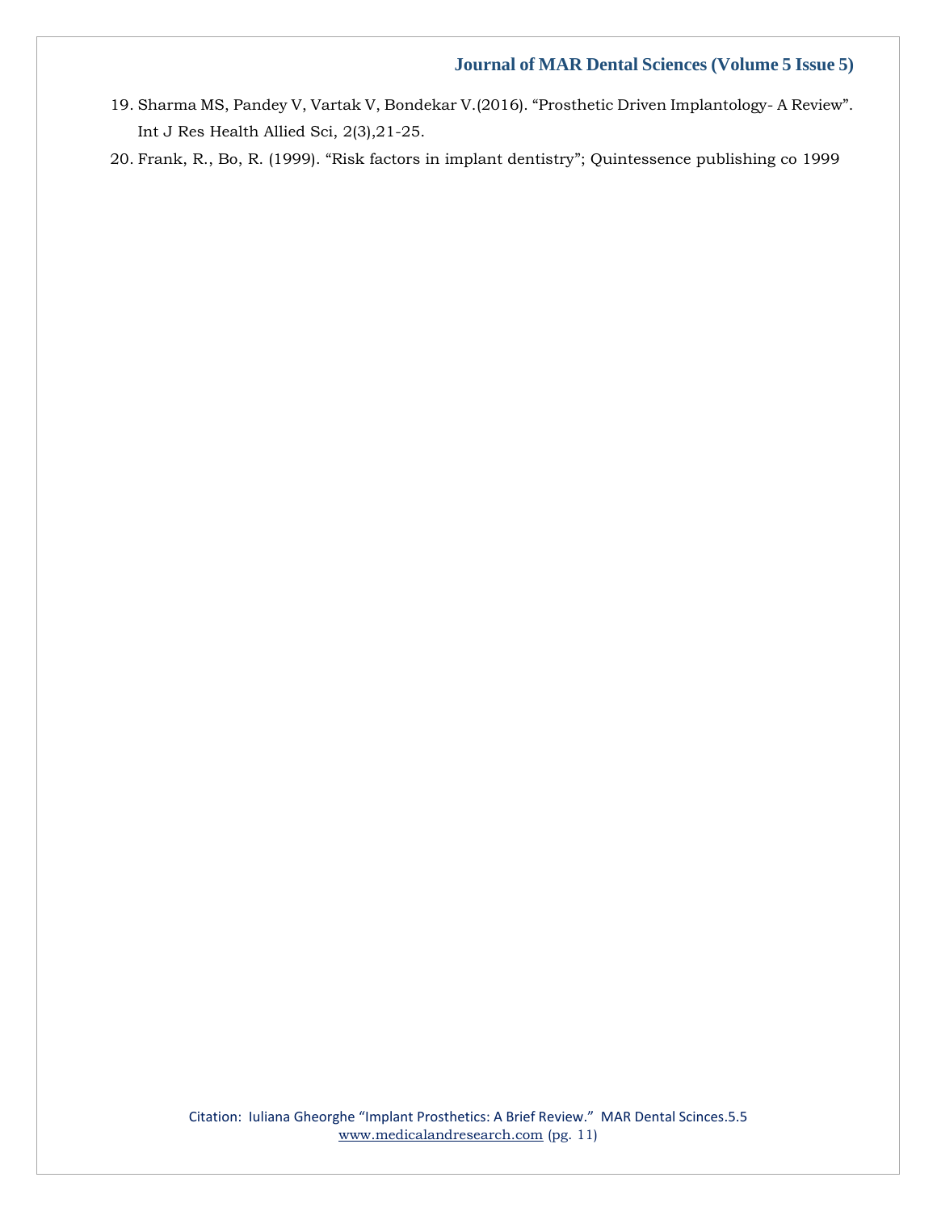19. Sharma MS, Pandey V, Vartak V, Bondekar V.(2016). “Prosthetic Driven Implantology- A Review”. Int J Res Health Allied Sci, 2(3),21-25.
20. Frank, R., Bo, R. (1999). “Risk factors in implant dentistry”; Quintessence publishing co 1999